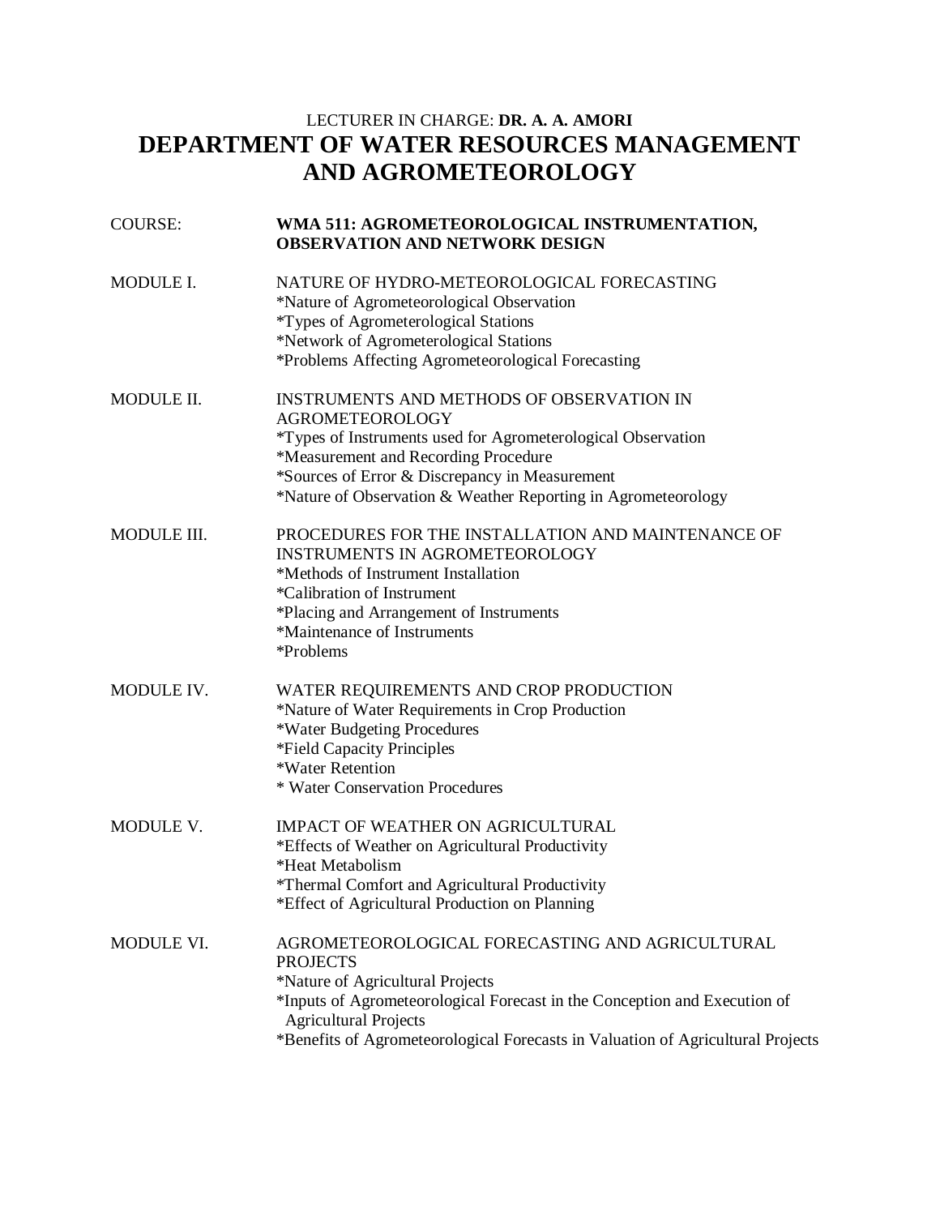LECTURER IN CHARGE: **DR. A. A. AMORI**

# DEPARTMENT OF WATER RESOURCES MANAGEMENT AND AGROMETEOROLOGY

COURSE: **WMA 511: AGROMETEOROLOGICAL INSTRUMENTATION, OBSERVATION AND NETWORK DESIGN**

MODULE I. NATURE OF HYDRO-METEOROLOGICAL FORECASTING

*Nature of Agrometeorological Observation
*Types of Agrometerological Stations
*Network of Agrometerological Stations
*Problems Affecting Agrometeorological Forecasting

MODULE II. INSTRUMENTS AND METHODS OF OBSERVATION IN AGROMETEOROLOGY

*Types of Instruments used for Agrometerological Observation
*Measurement and Recording Procedure
*Sources of Error & Discrepancy in Measurement
*Nature of Observation & Weather Reporting in Agrometeorology

MODULE III. PROCEDURES FOR THE INSTALLATION AND MAINTENANCE OF INSTRUMENTS IN AGROMETEOROLOGY

*Methods of Instrument Installation
*Calibration of Instrument
*Placing and Arrangement of Instruments
*Maintenance of Instruments
*Problems

MODULE IV. WATER REQUIREMENTS AND CROP PRODUCTION

*Nature of Water Requirements in Crop Production
*Water Budgeting Procedures
*Field Capacity Principles
*Water Retention
* Water Conservation Procedures

MODULE V. IMPACT OF WEATHER ON AGRICULTURAL

*Effects of Weather on Agricultural Productivity
*Heat Metabolism
*Thermal Comfort and Agricultural Productivity
*Effect of Agricultural Production on Planning

MODULE VI. AGROMETEOROLOGICAL FORECASTING AND AGRICULTURAL PROJECTS

*Nature of Agricultural Projects
*Inputs of Agrometeorological Forecast in the Conception and Execution of Agricultural Projects
*Benefits of Agrometeorological Forecasts in Valuation of Agricultural Projects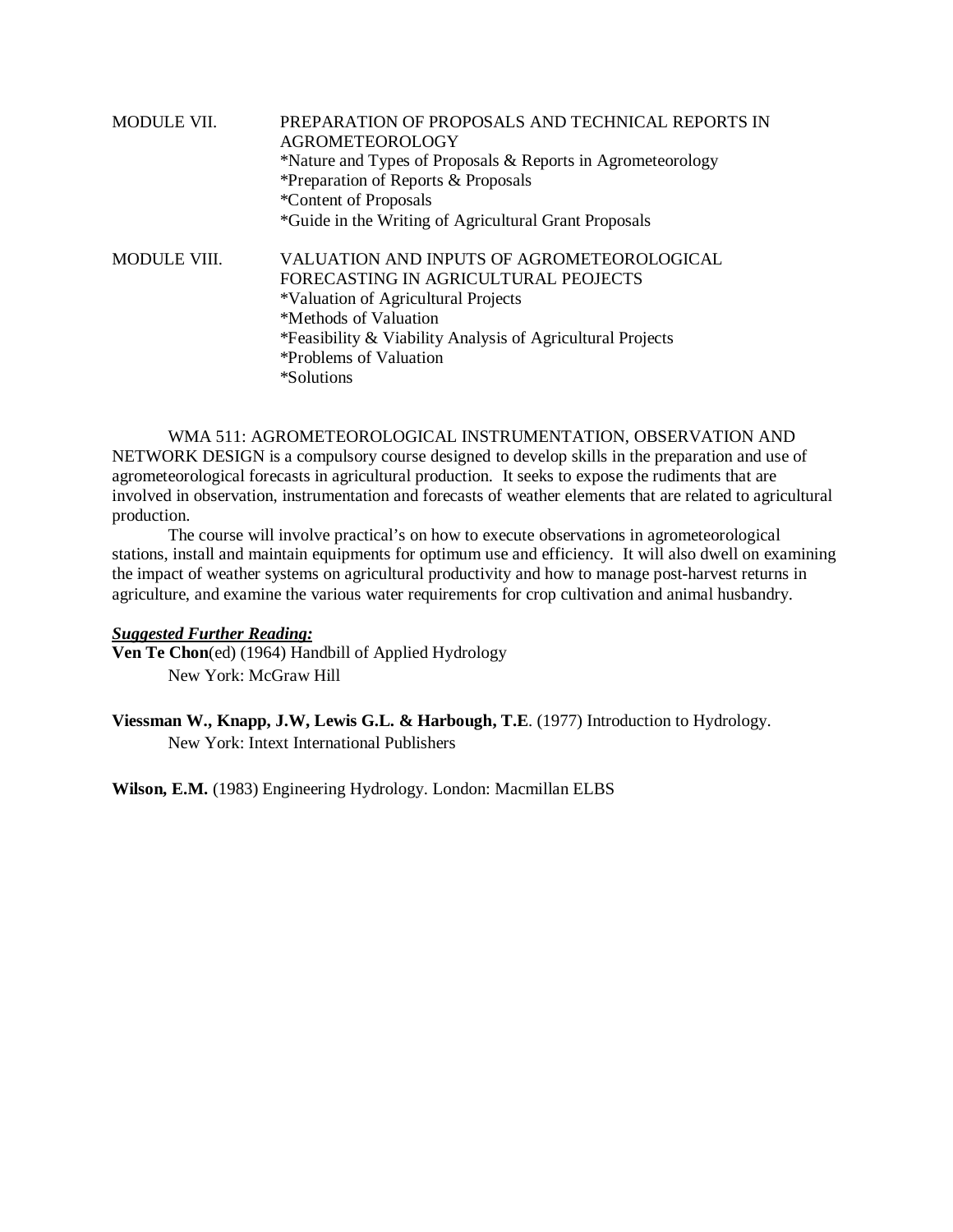MODULE VII. PREPARATION OF PROPOSALS AND TECHNICAL REPORTS IN AGROMETEOROLOGY

*Nature and Types of Proposals & Reports in Agrometeorology
*Preparation of Reports & Proposals
*Content of Proposals
*Guide in the Writing of Agricultural Grant Proposals

MODULE VIII. VALUATION AND INPUTS OF AGROMETEOROLOGICAL FORECASTING IN AGRICULTURAL PEOJECTS

*Valuation of Agricultural Projects
*Methods of Valuation
*Feasibility & Viability Analysis of Agricultural Projects
*Problems of Valuation
*Solutions

WMA 511: AGROMETEOROLOGICAL INSTRUMENTATION, OBSERVATION AND NETWORK DESIGN is a compulsory course designed to develop skills in the preparation and use of agrometeorological forecasts in agricultural production. It seeks to expose the rudiments that are involved in observation, instrumentation and forecasts of weather elements that are related to agricultural production.

The course will involve practical's on how to execute observations in agrometeorological stations, install and maintain equipments for optimum use and efficiency. It will also dwell on examining the impact of weather systems on agricultural productivity and how to manage post-harvest returns in agriculture, and examine the various water requirements for crop cultivation and animal husbandry.

***Suggested Further Reading:***

**Ven Te Chon**(ed) (1964) Handbill of Applied Hydrology
New York: McGraw Hill

**Viessman W., Knapp, J.W, Lewis G.L. & Harbough, T.E**. (1977) Introduction to Hydrology.
New York: Intext International Publishers

**Wilson, E.M.** (1983) Engineering Hydrology. London: Macmillan ELBS